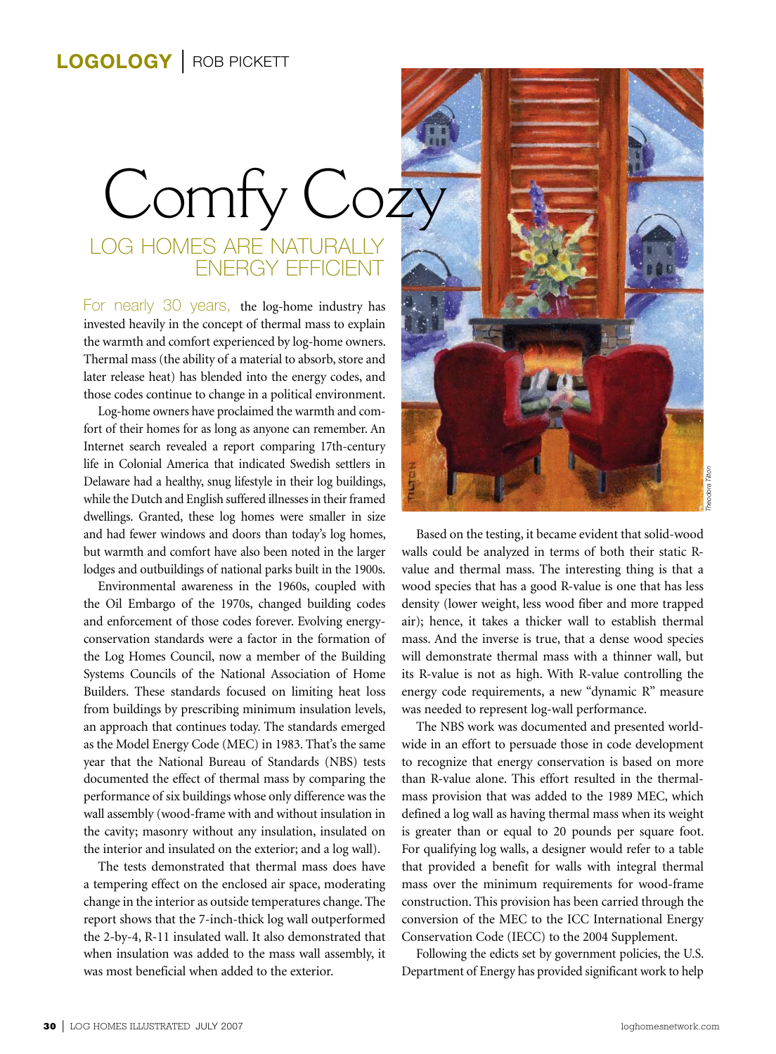LOGOLOGY | ROB PICKETT

# Comfy Cozy

## LOG HOMES ARE NATURALLY ENERGY EFFICIENT

For nearly 30 years, the log-home industry has invested heavily in the concept of thermal mass to explain the warmth and comfort experienced by log-home owners. Thermal mass (the ability of a material to absorb, store and later release heat) has blended into the energy codes, and those codes continue to change in a political environment.

Log-home owners have proclaimed the warmth and comfort of their homes for as long as anyone can remember. An Internet search revealed a report comparing 17th-century life in Colonial America that indicated Swedish settlers in Delaware had a healthy, snug lifestyle in their log buildings, while the Dutch and English suffered illnesses in their framed dwellings. Granted, these log homes were smaller in size and had fewer windows and doors than today's log homes, but warmth and comfort have also been noted in the larger lodges and outbuildings of national parks built in the 1900s.

Environmental awareness in the 1960s, coupled with the Oil Embargo of the 1970s, changed building codes and enforcement of those codes forever. Evolving energy-conservation standards were a factor in the formation of the Log Homes Council, now a member of the Building Systems Councils of the National Association of Home Builders. These standards focused on limiting heat loss from buildings by prescribing minimum insulation levels, an approach that continues today. The standards emerged as the Model Energy Code (MEC) in 1983. That's the same year that the National Bureau of Standards (NBS) tests documented the effect of thermal mass by comparing the performance of six buildings whose only difference was the wall assembly (wood-frame with and without insulation in the cavity; masonry without any insulation, insulated on the interior and insulated on the exterior; and a log wall).

The tests demonstrated that thermal mass does have a tempering effect on the enclosed air space, moderating change in the interior as outside temperatures change. The report shows that the 7-inch-thick log wall outperformed the 2-by-4, R-11 insulated wall. It also demonstrated that when insulation was added to the mass wall assembly, it was most beneficial when added to the exterior.

*Theodora Tilton*

Based on the testing, it became evident that solid-wood walls could be analyzed in terms of both their static R-value and thermal mass. The interesting thing is that a wood species that has a good R-value is one that has less density (lower weight, less wood fiber and more trapped air); hence, it takes a thicker wall to establish thermal mass. And the inverse is true, that a dense wood species will demonstrate thermal mass with a thinner wall, but its R-value is not as high. With R-value controlling the energy code requirements, a new "dynamic R" measure was needed to represent log-wall performance.

The NBS work was documented and presented worldwide in an effort to persuade those in code development to recognize that energy conservation is based on more than R-value alone. This effort resulted in the thermal-mass provision that was added to the 1989 MEC, which defined a log wall as having thermal mass when its weight is greater than or equal to 20 pounds per square foot. For qualifying log walls, a designer would refer to a table that provided a benefit for walls with integral thermal mass over the minimum requirements for wood-frame construction. This provision has been carried through the conversion of the MEC to the ICC International Energy Conservation Code (IECC) to the 2004 Supplement.

Following the edicts set by government policies, the U.S. Department of Energy has provided significant work to help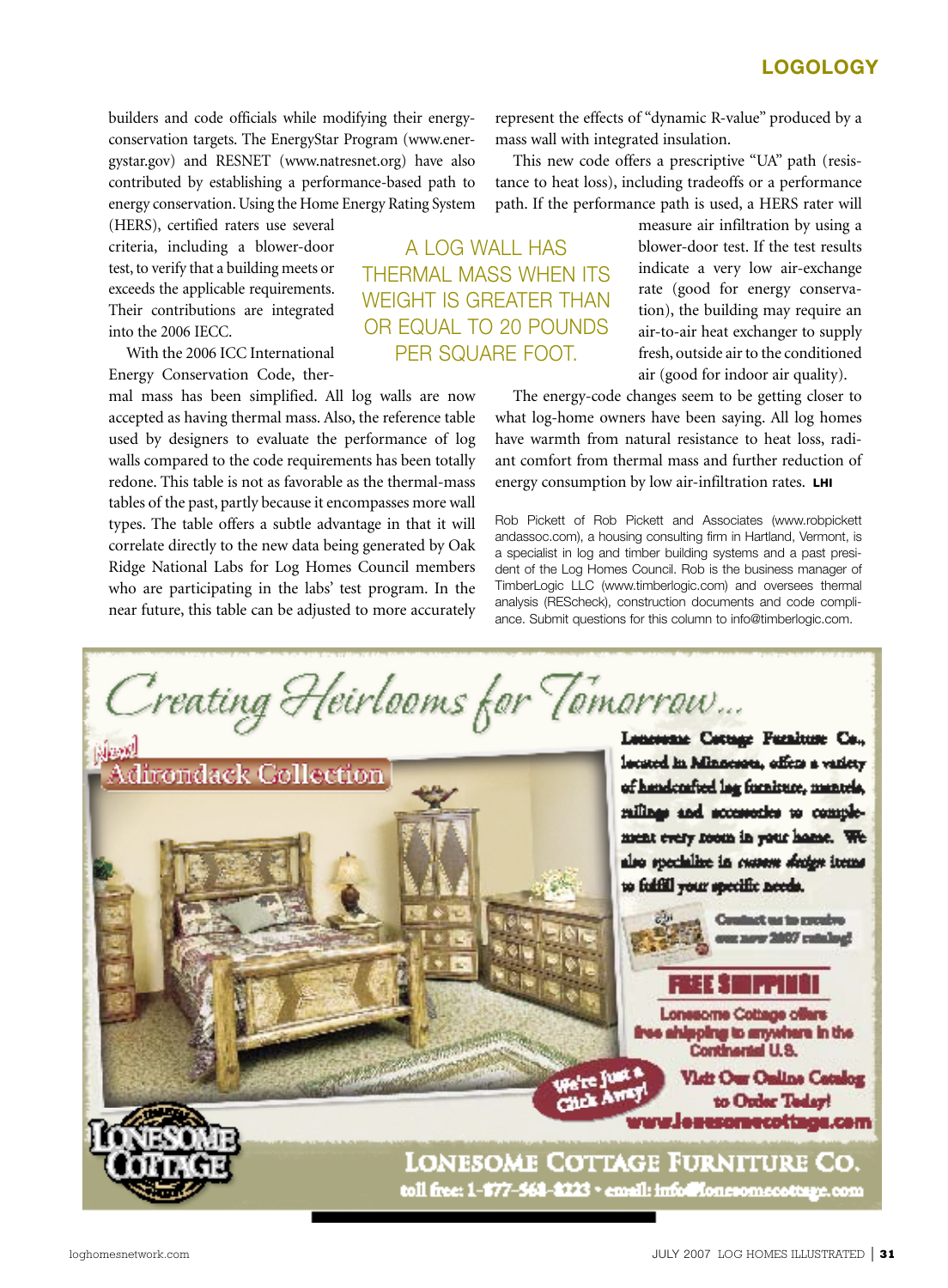builders and code officials while modifying their energy-conservation targets. The EnergyStar Program (www.energystar.gov) and RESNET (www.natresnet.org) have also contributed by establishing a performance-based path to energy conservation. Using the Home Energy Rating System (HERS), certified raters use several criteria, including a blower-door test, to verify that a building meets or exceeds the applicable requirements. Their contributions are integrated into the 2006 IECC.

With the 2006 ICC International Energy Conservation Code, thermal mass has been simplified. All log walls are now accepted as having thermal mass. Also, the reference table used by designers to evaluate the performance of log walls compared to the code requirements has been totally redone. This table is not as favorable as the thermal-mass tables of the past, partly because it encompasses more wall types. The table offers a subtle advantage in that it will correlate directly to the new data being generated by Oak Ridge National Labs for Log Homes Council members who are participating in the labs' test program. In the near future, this table can be adjusted to more accurately represent the effects of "dynamic R-value" produced by a mass wall with integrated insulation.

> A LOG WALL HAS THERMAL MASS WHEN ITS WEIGHT IS GREATER THAN OR EQUAL TO 20 POUNDS PER SQUARE FOOT.

This new code offers a prescriptive "UA" path (resistance to heat loss), including tradeoffs or a performance path. If the performance path is used, a HERS rater will measure air infiltration by using a blower-door test. If the test results indicate a very low air-exchange rate (good for energy conservation), the building may require an air-to-air heat exchanger to supply fresh, outside air to the conditioned air (good for indoor air quality).

The energy-code changes seem to be getting closer to what log-home owners have been saying. All log homes have warmth from natural resistance to heat loss, radiant comfort from thermal mass and further reduction of energy consumption by low air-infiltration rates. **LHI**

*Rob Pickett of Rob Pickett and Associates (www.robpickettandassoc.com), a housing consulting firm in Hartland, Vermont, is a specialist in log and timber building systems and a past president of the Log Homes Council. Rob is the business manager of TimberLogic LLC (www.timberlogic.com) and oversees thermal analysis (REScheck), construction documents and code compliance. Submit questions for this column to info@timberlogic.com.*

Creating Heirlooms for Tomorrow...

New! Adirondack Collection

Lonesome Cottage Furniture Co., located in Minnesota, offers a variety of handcrafted log furniture, mantels, railings and accessories to complement every room in your home. We also specialize in custom design items to fulfill your specific needs.

Contact us to receive our new 2007 catalog!

FREE SHIPPING!

Lonesome Cottage offers free shipping to anywhere in the Continental U.S.

We're Just a Click Away!

Visit Our Online Catalog to Order Today!

www.lonesomecottage.com

LONESOME COTTAGE FURNITURE CO.

toll free: 1-877-568-8223 • email: info@lonesomecottage.com